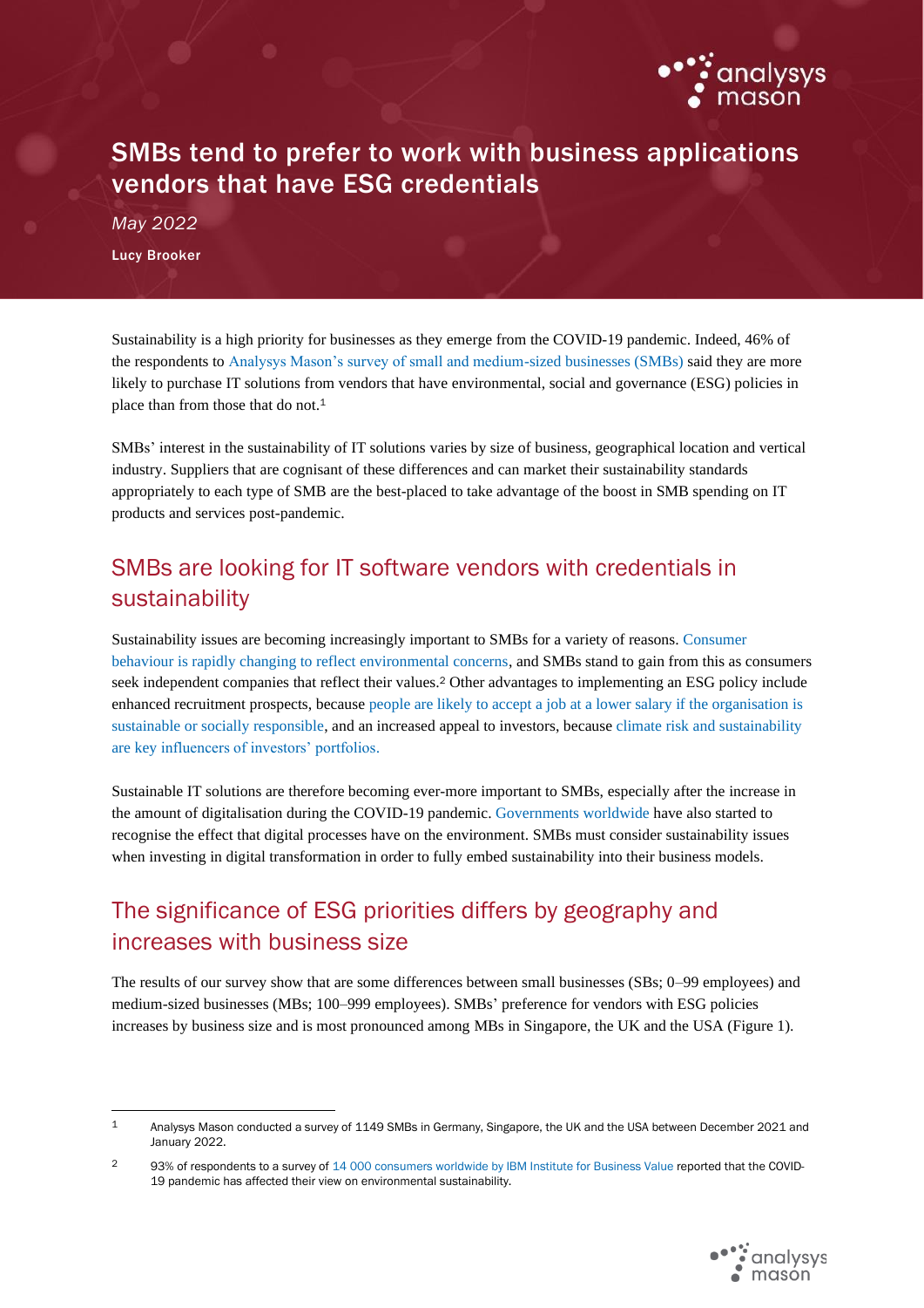# SMBs tend to prefer to work with business applications vendors that have ESG credentials

*May 2022*

**Lucy Brooker**

Sustainability is a high priority for businesses as they emerge from the COVID-19 pandemic. Indeed, 46% of the respondents to Analysys Mason's survey of small and medium-sized businesses (SMBs) said they are more likely to purchase IT solutions from vendors that have environmental, social and governance (ESG) policies in place than from those that do not.[1]

SMBs' interest in the sustainability of IT solutions varies by size of business, geographical location and vertical industry. Suppliers that are cognisant of these differences and can market their sustainability standards appropriately to each type of SMB are the best-placed to take advantage of the boost in SMB spending on IT products and services post-pandemic.

## SMBs are looking for IT software vendors with credentials in sustainability

Sustainability issues are becoming increasingly important to SMBs for a variety of reasons. Consumer behaviour is rapidly changing to reflect environmental concerns, and SMBs stand to gain from this as consumers seek independent companies that reflect their values.[2] Other advantages to implementing an ESG policy include enhanced recruitment prospects, because people are likely to accept a job at a lower salary if the organisation is sustainable or socially responsible, and an increased appeal to investors, because climate risk and sustainability are key influencers of investors' portfolios.

Sustainable IT solutions are therefore becoming ever-more important to SMBs, especially after the increase in the amount of digitalisation during the COVID-19 pandemic. Governments worldwide have also started to recognise the effect that digital processes have on the environment. SMBs must consider sustainability issues when investing in digital transformation in order to fully embed sustainability into their business models.

## The significance of ESG priorities differs by geography and increases with business size

The results of our survey show that are some differences between small businesses (SBs; 0–99 employees) and medium-sized businesses (MBs; 100–999 employees). SMBs' preference for vendors with ESG policies increases by business size and is most pronounced among MBs in Singapore, the UK and the USA (Figure 1).

---

[1] Analysys Mason conducted a survey of 1149 SMBs in Germany, Singapore, the UK and the USA between December 2021 and January 2022.

[2] 93% of respondents to a survey of 14 000 consumers worldwide by IBM Institute for Business Value reported that the COVID-19 pandemic has affected their view on environmental sustainability.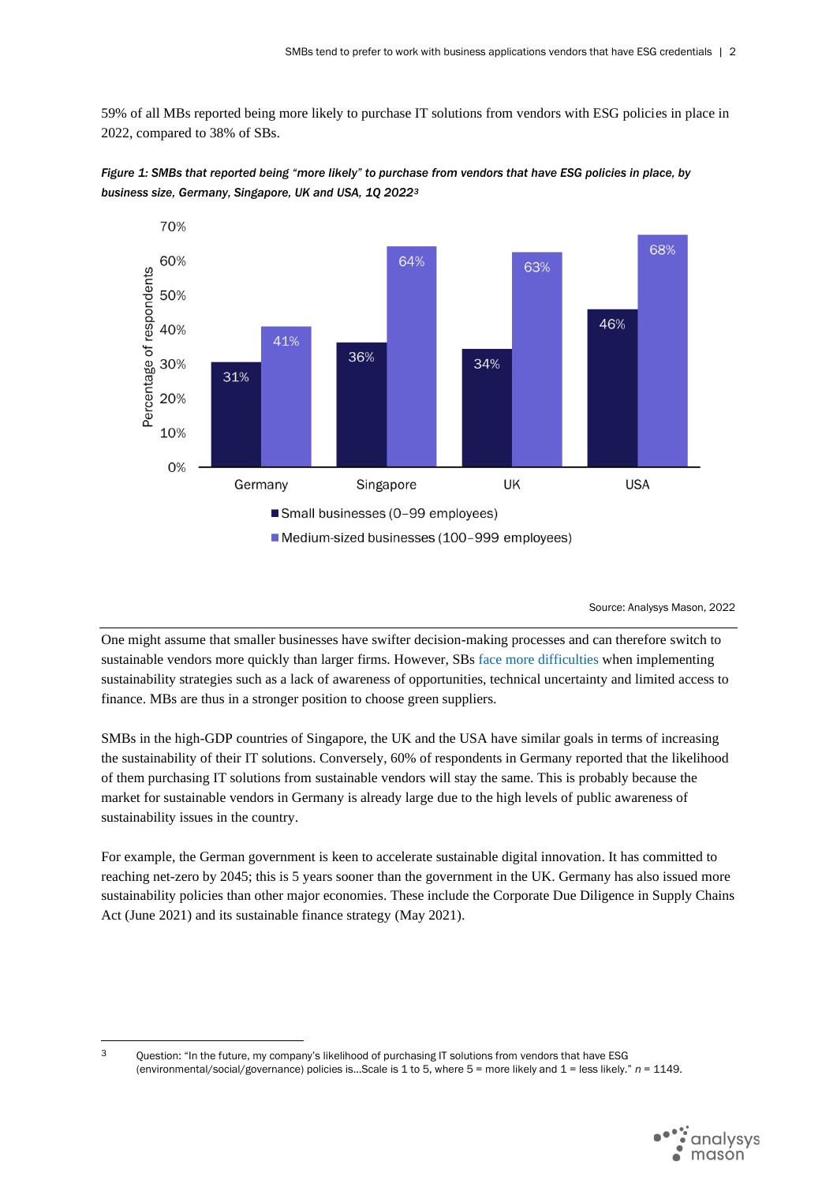59% of all MBs reported being more likely to purchase IT solutions from vendors with ESG policies in place in 2022, compared to 38% of SBs.

***Figure 1: SMBs that reported being "more likely" to purchase from vendors that have ESG policies in place, by business size, Germany, Singapore, UK and USA, 1Q 2022[3]***

| | Small businesses (0–99 employees) | Medium-sized businesses (100–999 employees) |
|---|---|---|
| Germany | 31% | 41% |
| Singapore | 36% | 64% |
| UK | 34% | 63% |
| USA | 46% | 68% |

Source: Analysys Mason, 2022

One might assume that smaller businesses have swifter decision-making processes and can therefore switch to sustainable vendors more quickly than larger firms. However, SBs face more difficulties when implementing sustainability strategies such as a lack of awareness of opportunities, technical uncertainty and limited access to finance. MBs are thus in a stronger position to choose green suppliers.

SMBs in the high-GDP countries of Singapore, the UK and the USA have similar goals in terms of increasing the sustainability of their IT solutions. Conversely, 60% of respondents in Germany reported that the likelihood of them purchasing IT solutions from sustainable vendors will stay the same. This is probably because the market for sustainable vendors in Germany is already large due to the high levels of public awareness of sustainability issues in the country.

For example, the German government is keen to accelerate sustainable digital innovation. It has committed to reaching net-zero by 2045; this is 5 years sooner than the government in the UK. Germany has also issued more sustainability policies than other major economies. These include the Corporate Due Diligence in Supply Chains Act (June 2021) and its sustainable finance strategy (May 2021).

[3] Question: "In the future, my company's likelihood of purchasing IT solutions from vendors that have ESG (environmental/social/governance) policies is...Scale is 1 to 5, where 5 = more likely and 1 = less likely." *n* = 1149.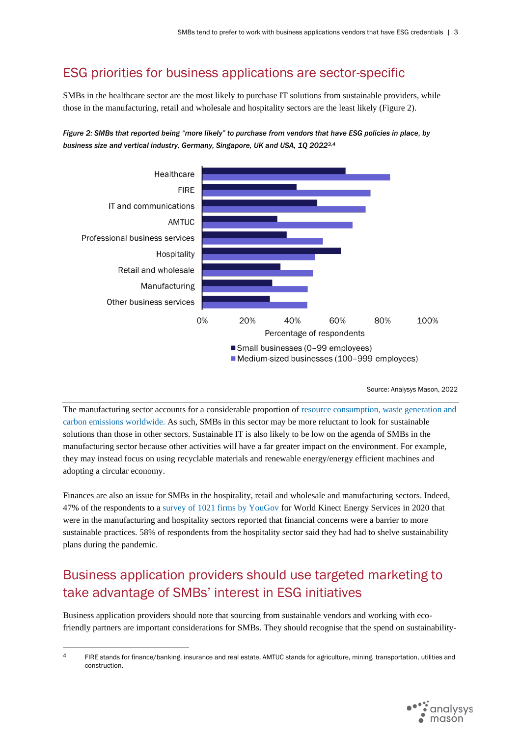## ESG priorities for business applications are sector-specific

SMBs in the healthcare sector are the most likely to purchase IT solutions from sustainable providers, while those in the manufacturing, retail and wholesale and hospitality sectors are the least likely (Figure 2).

*Figure 2: SMBs that reported being "more likely" to purchase from vendors that have ESG policies in place, by business size and vertical industry, Germany, Singapore, UK and USA, 1Q 2022[3,4]*

Source: Analysys Mason, 2022

The manufacturing sector accounts for a considerable proportion of resource consumption, waste generation and carbon emissions worldwide. As such, SMBs in this sector may be more reluctant to look for sustainable solutions than those in other sectors. Sustainable IT is also likely to be low on the agenda of SMBs in the manufacturing sector because other activities will have a far greater impact on the environment. For example, they may instead focus on using recyclable materials and renewable energy/energy efficient machines and adopting a circular economy.

Finances are also an issue for SMBs in the hospitality, retail and wholesale and manufacturing sectors. Indeed, 47% of the respondents to a survey of 1021 firms by YouGov for World Kinect Energy Services in 2020 that were in the manufacturing and hospitality sectors reported that financial concerns were a barrier to more sustainable practices. 58% of respondents from the hospitality sector said they had had to shelve sustainability plans during the pandemic.

## Business application providers should use targeted marketing to take advantage of SMBs' interest in ESG initiatives

Business application providers should note that sourcing from sustainable vendors and working with eco-friendly partners are important considerations for SMBs. They should recognise that the spend on sustainability-

---

4 FIRE stands for finance/banking, insurance and real estate. AMTUC stands for agriculture, mining, transportation, utilities and construction.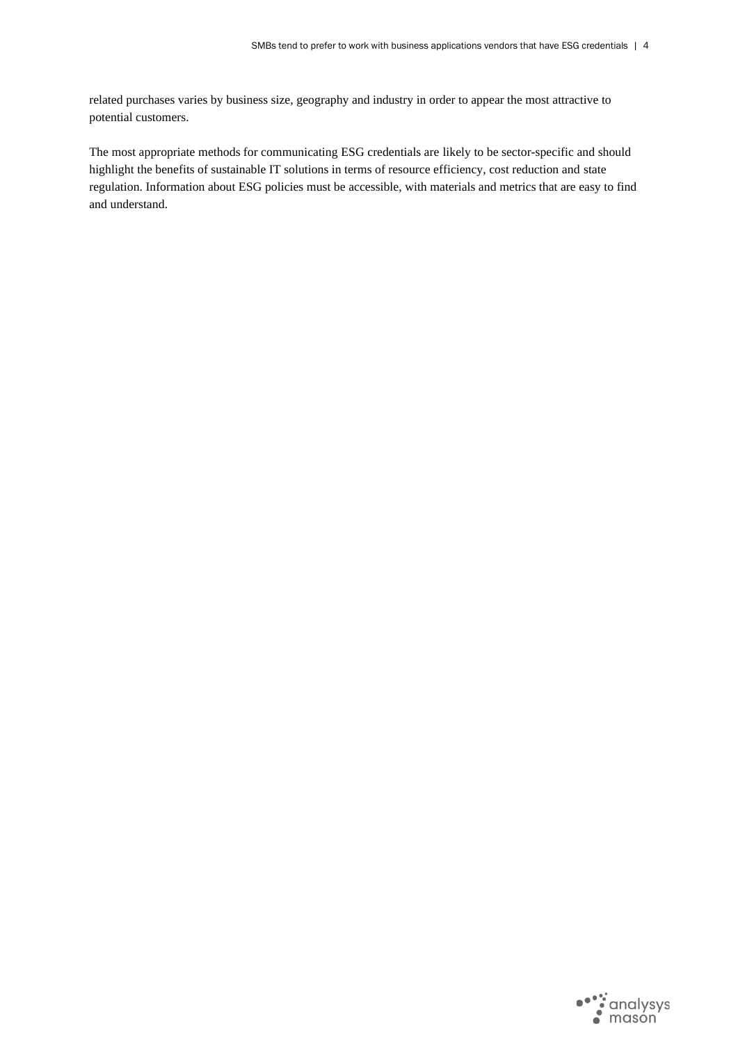related purchases varies by business size, geography and industry in order to appear the most attractive to potential customers.

The most appropriate methods for communicating ESG credentials are likely to be sector-specific and should highlight the benefits of sustainable IT solutions in terms of resource efficiency, cost reduction and state regulation. Information about ESG policies must be accessible, with materials and metrics that are easy to find and understand.